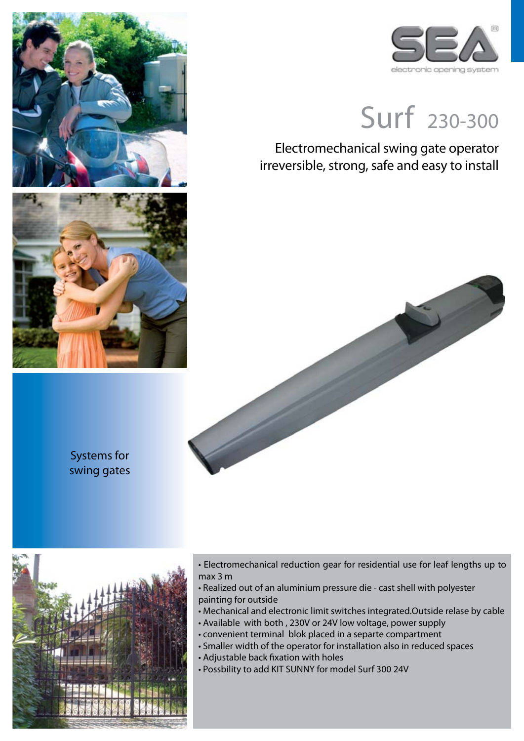SEA

electronic opening system

# Surf 230-300

Electromechanical swing gate operator irreversible, strong, safe and easy to install

Systems for swing gates

- Electromechanical reduction gear for residential use for leaf lengths up to max 3 m
- Realized out of an aluminium pressure die - cast shell with polyester painting for outside
- Mechanical and electronic limit switches integrated.Outside relase by cable
- Available with both , 230V or 24V low voltage, power supply
- convenient terminal blok placed in a separte compartment
- Smaller width of the operator for installation also in reduced spaces
- Adjustable back fixation with holes
- Possbility to add KIT SUNNY for model Surf 300 24V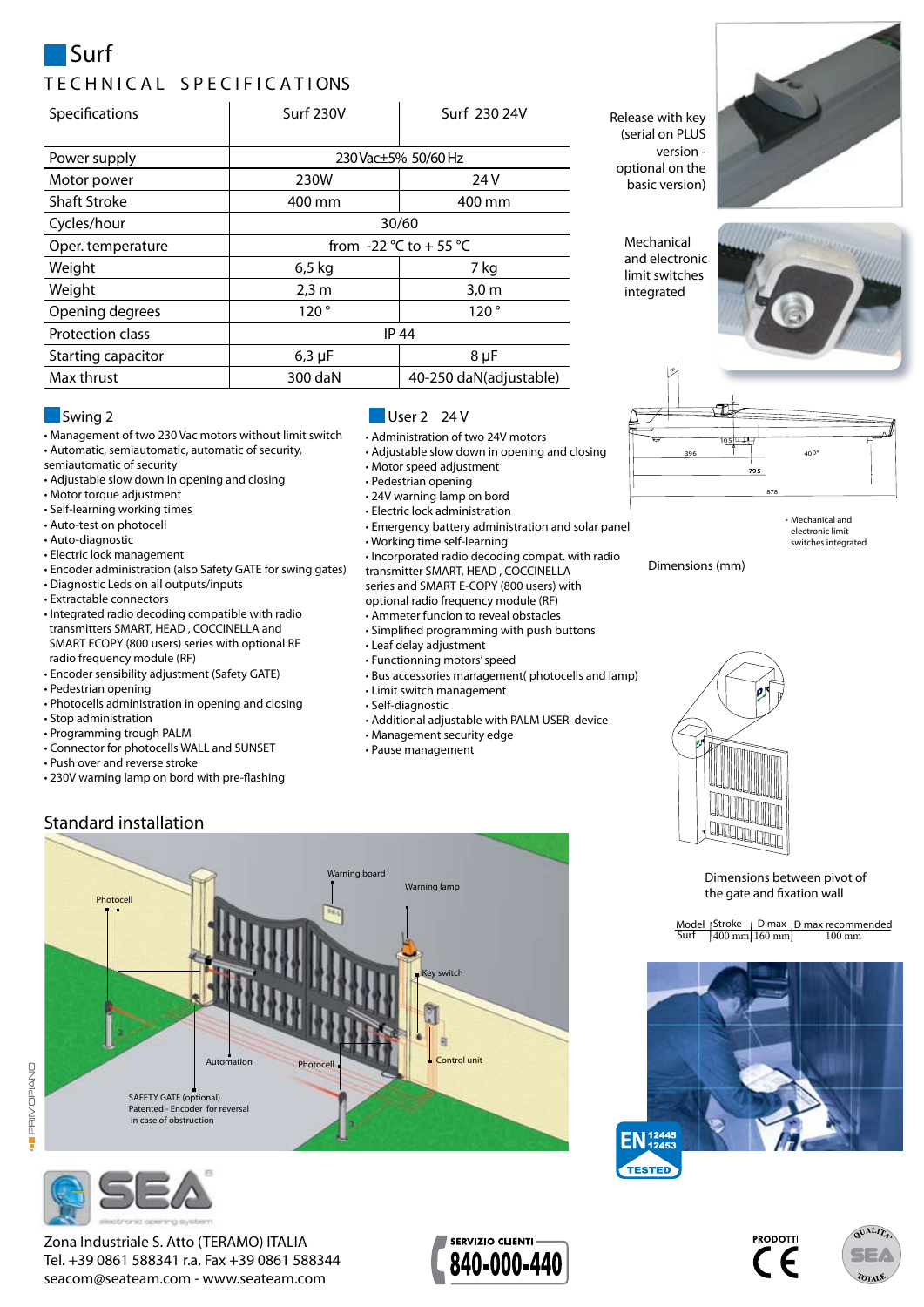# Surf

## TECHNICAL SPECIFICATIONS

| Specifications | Surf 230V | Surf 230 24V |
|---|---|---|
| Power supply | 230Vac±5% 50/60 Hz | |
| Motor power | 230W | 24 V |
| Shaft Stroke | 400 mm | 400 mm |
| Cycles/hour | 30/60 | |
| Oper. temperature | from -22 °C to + 55 °C | |
| Weight | 6,5 kg | 7 kg |
| Weight | 2,3 m | 3,0 m |
| Opening degrees | 120 ° | 120 ° |
| Protection class | IP 44 | |
| Starting capacitor | 6,3 µF | 8 µF |
| Max thrust | 300 daN | 40-250 daN(adjustable) |

Release with key (serial on PLUS version - optional on the basic version)

Mechanical and electronic limit switches integrated

## Swing 2

- Management of two 230 Vac motors without limit switch
- Automatic, semiautomatic, automatic of security, semiautomatic of security
- Adjustable slow down in opening and closing
- Motor torque adjustment
- Self-learning working times
- Auto-test on photocell
- Auto-diagnostic
- Electric lock management
- Encoder administration (also Safety GATE for swing gates)
- Diagnostic Leds on all outputs/inputs
- Extractable connectors
- Integrated radio decoding compatible with radio transmitters SMART, HEAD , COCCINELLA and SMART ECOPY (800 users) series with optional RF radio frequency module (RF)
- Encoder sensibility adjustment (Safety GATE)
- Pedestrian opening
- Photocells administration in opening and closing
- Stop administration
- Programming trough PALM
- Connector for photocells WALL and SUNSET
- Push over and reverse stroke
- 230V warning lamp on bord with pre-flashing

## User 2 24 V

- Administration of two 24V motors
- Adjustable slow down in opening and closing
- Motor speed adjustment
- Pedestrian opening
- 24V warning lamp on bord
- Electric lock administration
- Emergency battery administration and solar panel
- Working time self-learning
- Incorporated radio decoding compat. with radio transmitter SMART, HEAD , COCCINELLA series and SMART E-COPY (800 users) with optional radio frequency module (RF)
- Ammeter funcion to reveal obstacles
- Simplified programming with push buttons
- Leaf delay adjustment
- Functionning motors' speed
- Bus accessories management( photocells and lamp)
- Limit switch management
- Self-diagnostic
- Additional adjustable with PALM USER device
- Management security edge
- Pause management

105
396
400°
795
878

• Mechanical and electronic limit switches integrated

Dimensions (mm)

Dimensions between pivot of the gate and fixation wall

| Model | Stroke | D max | D max recommended |
|---|---|---|---|
| Surf | 400 mm | 160 mm | 100 mm |

## Standard installation

Photocell
Warning board
Warning lamp
Key switch
Automation
Photocell
Control unit
SAFETY GATE (optional) Patented - Encoder for reversal in case of obstruction

EN 12445 12453 TESTED

SEA electronic opening system

Zona Industriale S. Atto (TERAMO) ITALIA
Tel. +39 0861 588341 r.a. Fax +39 0861 588344
seacom@seateam.com - www.seateam.com

SERVIZIO CLIENTI 840-000-440

PRODOTTI CE

QUALITÀ SEA TOTALE